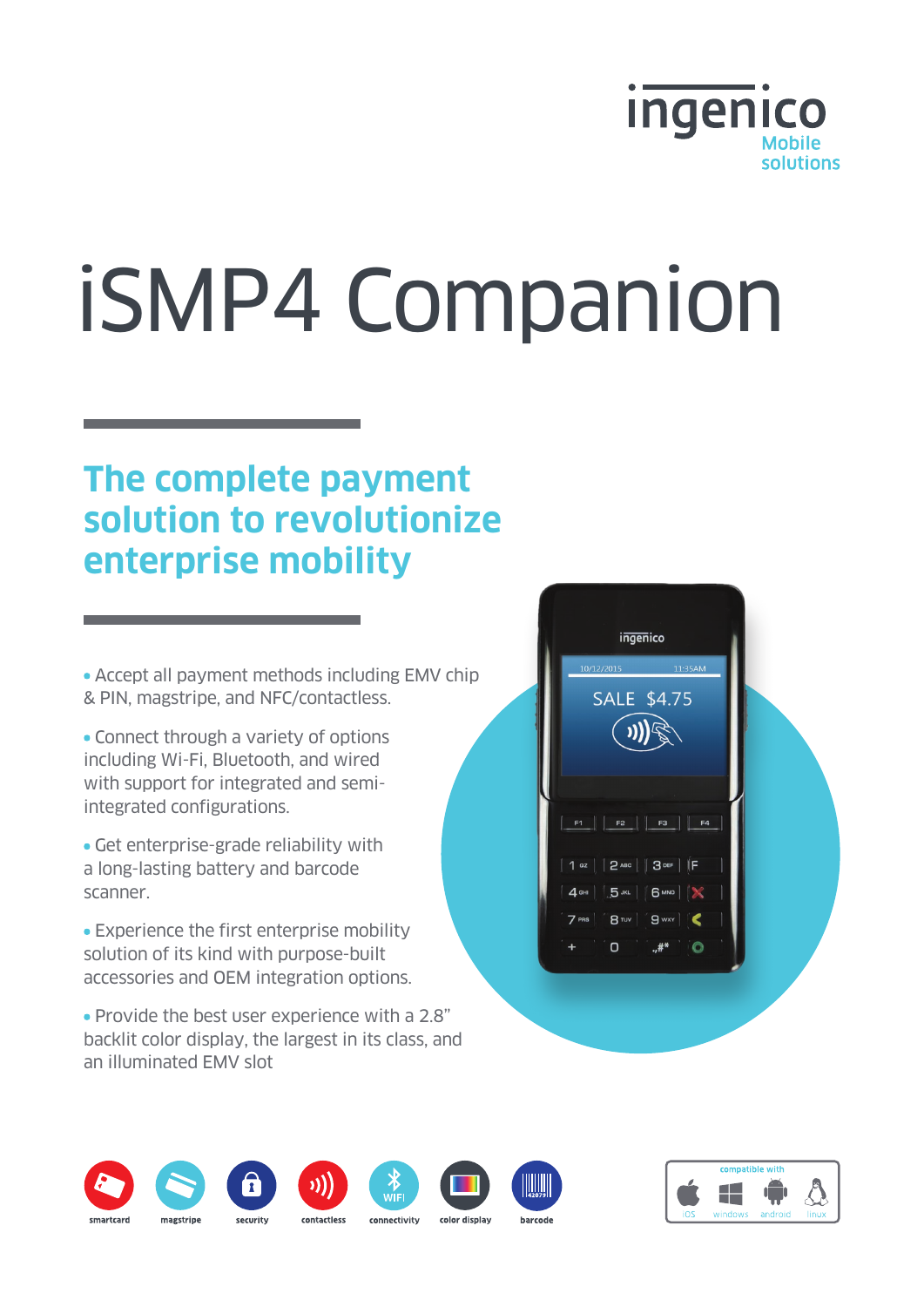ingenico
Mobile solutions

# iSMP4 Companion

## The complete payment solution to revolutionize enterprise mobility

- Accept all payment methods including EMV chip & PIN, magstripe, and NFC/contactless.
- Connect through a variety of options including Wi-Fi, Bluetooth, and wired with support for integrated and semi-integrated configurations.
- Get enterprise-grade reliability with a long-lasting battery and barcode scanner.
- Experience the first enterprise mobility solution of its kind with purpose-built accessories and OEM integration options.
- Provide the best user experience with a 2.8" backlit color display, the largest in its class, and an illuminated EMV slot

smartcard | magstripe | security | contactless | connectivity | color display | barcode

compatible with: iOS | windows | android | linux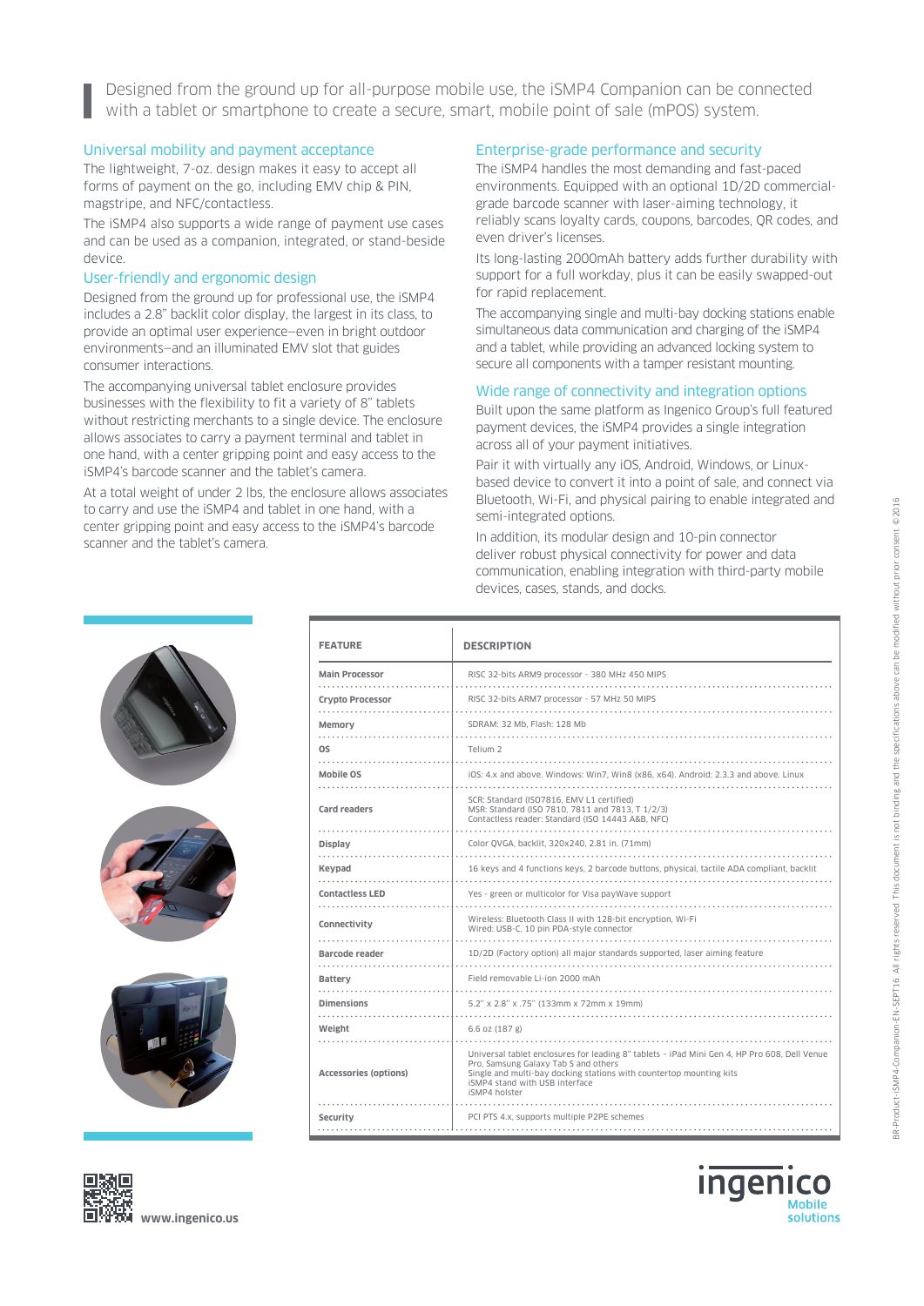Designed from the ground up for all-purpose mobile use, the iSMP4 Companion can be connected with a tablet or smartphone to create a secure, smart, mobile point of sale (mPOS) system.

## Universal mobility and payment acceptance

The lightweight, 7-oz. design makes it easy to accept all forms of payment on the go, including EMV chip & PIN, magstripe, and NFC/contactless.

The iSMP4 also supports a wide range of payment use cases and can be used as a companion, integrated, or stand-beside device.

## User-friendly and ergonomic design

Designed from the ground up for professional use, the iSMP4 includes a 2.8" backlit color display, the largest in its class, to provide an optimal user experience—even in bright outdoor environments—and an illuminated EMV slot that guides consumer interactions.

The accompanying universal tablet enclosure provides businesses with the flexibility to fit a variety of 8" tablets without restricting merchants to a single device. The enclosure allows associates to carry a payment terminal and tablet in one hand, with a center gripping point and easy access to the iSMP4's barcode scanner and the tablet's camera.

At a total weight of under 2 lbs, the enclosure allows associates to carry and use the iSMP4 and tablet in one hand, with a center gripping point and easy access to the iSMP4's barcode scanner and the tablet's camera.

## Enterprise-grade performance and security

The iSMP4 handles the most demanding and fast-paced environments. Equipped with an optional 1D/2D commercial-grade barcode scanner with laser-aiming technology, it reliably scans loyalty cards, coupons, barcodes, QR codes, and even driver's licenses.

Its long-lasting 2000mAh battery adds further durability with support for a full workday, plus it can be easily swapped-out for rapid replacement.

The accompanying single and multi-bay docking stations enable simultaneous data communication and charging of the iSMP4 and a tablet, while providing an advanced locking system to secure all components with a tamper resistant mounting.

## Wide range of connectivity and integration options

Built upon the same platform as Ingenico Group's full featured payment devices, the iSMP4 provides a single integration across all of your payment initiatives.

Pair it with virtually any iOS, Android, Windows, or Linux-based device to convert it into a point of sale, and connect via Bluetooth, Wi-Fi, and physical pairing to enable integrated and semi-integrated options.

In addition, its modular design and 10-pin connector deliver robust physical connectivity for power and data communication, enabling integration with third-party mobile devices, cases, stands, and docks.

| FEATURE | DESCRIPTION |
|---|---|
| Main Processor | RISC 32-bits ARM9 processor - 380 MHz 450 MIPS |
| Crypto Processor | RISC 32-bits ARM7 processor - 57 MHz 50 MIPS |
| Memory | SDRAM: 32 Mb, Flash: 128 Mb |
| OS | Telium 2 |
| Mobile OS | iOS: 4.x and above. Windows: Win7, Win8 (x86, x64). Android: 2.3.3 and above. Linux |
| Card readers | SCR: Standard (ISO7816, EMV L1 certified)<br>MSR: Standard (ISO 7810, 7811 and 7813, T 1/2/3)<br>Contactless reader: Standard (ISO 14443 A&B, NFC) |
| Display | Color QVGA, backlit, 320x240, 2.81 in. (71mm) |
| Keypad | 16 keys and 4 functions keys, 2 barcode buttons, physical, tactile ADA compliant, backlit |
| Contactless LED | Yes - green or multicolor for Visa payWave support |
| Connectivity | Wireless: Bluetooth Class II with 128-bit encryption, Wi-Fi<br>Wired: USB-C, 10 pin PDA-style connector |
| Barcode reader | 1D/2D (Factory option) all major standards supported, laser aiming feature |
| Battery | Field removable Li-ion 2000 mAh |
| Dimensions | 5.2" x 2.8" x .75" (133mm x 72mm x 19mm) |
| Weight | 6.6 oz (187 g) |
| Accessories (options) | Universal tablet enclosures for leading 8" tablets – iPad Mini Gen 4, HP Pro 608, Dell Venue Pro, Samsung Galaxy Tab S and others<br>Single and multi-bay docking stations with countertop mounting kits<br>iSMP4 stand with USB interface<br>iSMP4 holster |
| Security | PCI PTS 4.x, supports multiple P2PE schemes |

www.ingenico.us

ingenico Mobile solutions

BR-Product-iSMP4-Companion-EN-SEPT16. All rights reserved. This document is not binding and the specifications above can be modified without prior consent. ©2016